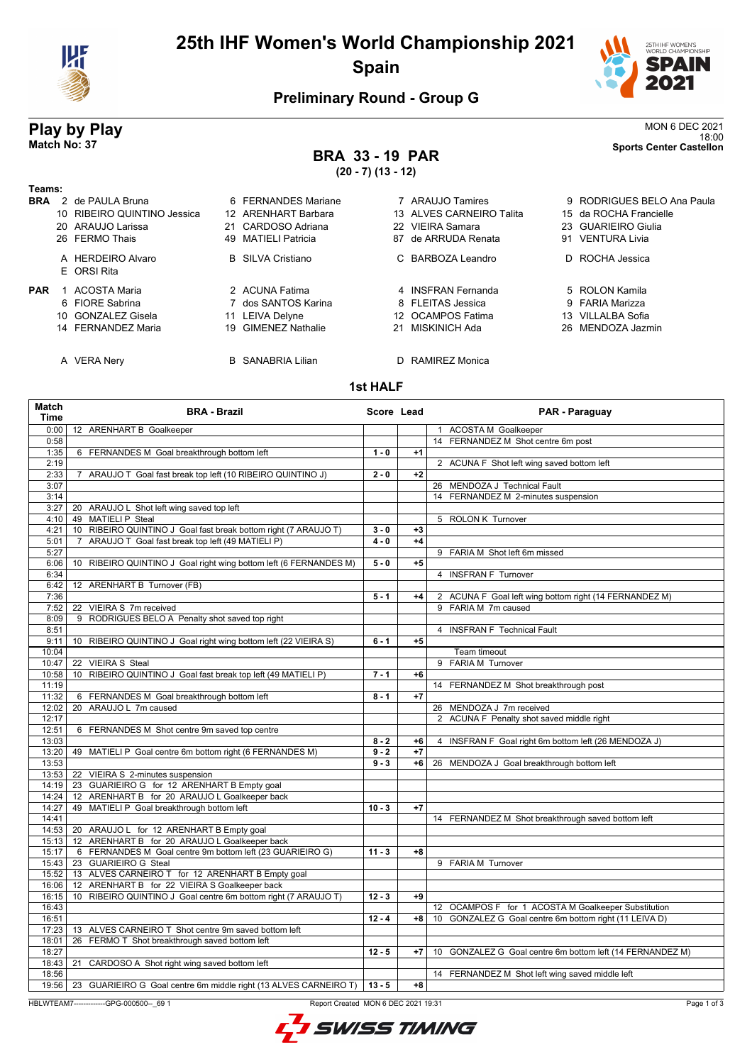# 25th IHF Women's World Championship 2021

## Spain

### Preliminary Round - Group G

## Play by Play

**Match No: 37**

MON 6 DEC 2021
18:00
**Sports Center Castellon**

### BRA 33 - 19 PAR

**(20 - 7) (13 - 12)**

**Teams:**

**BRA**
2 de PAULA Bruna, 6 FERNANDES Mariane, 7 ARAUJO Tamires, 9 RODRIGUES BELO Ana Paula, 10 RIBEIRO QUINTINO Jessica, 12 ARENHART Barbara, 13 ALVES CARNEIRO Talita, 15 da ROCHA Francielle, 20 ARAUJO Larissa, 21 CARDOSO Adriana, 22 VIEIRA Samara, 23 GUARIEIRO Giulia, 26 FERMO Thais, 49 MATIELI Patricia, 87 de ARRUDA Renata, 91 VENTURA Livia

A HERDEIRO Alvaro, B SILVA Cristiano, C BARBOZA Leandro, D ROCHA Jessica, E ORSI Rita

**PAR**
1 ACOSTA Maria, 2 ACUNA Fatima, 4 INSFRAN Fernanda, 5 ROLON Kamila, 6 FIORE Sabrina, 7 dos SANTOS Karina, 8 FLEITAS Jessica, 9 FARIA Marizza, 10 GONZALEZ Gisela, 11 LEIVA Delyne, 12 OCAMPOS Fatima, 13 VILLALBA Sofia, 14 FERNANDEZ Maria, 19 GIMENEZ Nathalie, 21 MISKINICH Ada, 26 MENDOZA Jazmin

A VERA Nery, B SANABRIA Lilian, D RAMIREZ Monica

### 1st HALF

| Match Time | BRA - Brazil | Score | Lead | PAR - Paraguay |
|---|---|---|---|---|
| 0:00 | 12 ARENHART B Goalkeeper | | | 1 ACOSTA M Goalkeeper |
| 0:58 | | | | 14 FERNANDEZ M Shot centre 6m post |
| 1:35 | 6 FERNANDES M Goal breakthrough bottom left | 1 - 0 | +1 | |
| 2:19 | | | | 2 ACUNA F Shot left wing saved bottom left |
| 2:33 | 7 ARAUJO T Goal fast break top left (10 RIBEIRO QUINTINO J) | 2 - 0 | +2 | |
| 3:07 | | | | 26 MENDOZA J Technical Fault |
| 3:14 | | | | 14 FERNANDEZ M 2-minutes suspension |
| 3:27 | 20 ARAUJO L Shot left wing saved top left | | | |
| 4:10 | 49 MATIELI P Steal | | | |
| 4:21 | 10 RIBEIRO QUINTINO J Goal fast break bottom right (7 ARAUJO T) | 3 - 0 | +3 | |
| 5:01 | 7 ARAUJO T Goal fast break top left (49 MATIELI P) | 4 - 0 | +4 | |
| 5:27 | | | | 9 FARIA M Shot left 6m missed |
| 6:06 | 10 RIBEIRO QUINTINO J Goal right wing bottom left (6 FERNANDES M) | 5 - 0 | +5 | |
| 6:34 | | | | 4 INSFRAN F Turnover |
| 6:42 | 12 ARENHART B Turnover (FB) | | | |
| 7:36 | | 5 - 1 | +4 | 2 ACUNA F Goal left wing bottom right (14 FERNANDEZ M) |
| 7:52 | 22 VIEIRA S 7m received | | | 9 FARIA M 7m caused |
| 8:09 | 9 RODRIGUES BELO A Penalty shot saved top right | | | |
| 8:51 | | | | 4 INSFRAN F Technical Fault |
| 9:11 | 10 RIBEIRO QUINTINO J Goal right wing bottom left (22 VIEIRA S) | 6 - 1 | +5 | |
| 10:04 | | | | Team timeout |
| 10:47 | 22 VIEIRA S Steal | | | 9 FARIA M Turnover |
| 10:58 | 10 RIBEIRO QUINTINO J Goal fast break top left (49 MATIELI P) | 7 - 1 | +6 | |
| 11:19 | | | | 14 FERNANDEZ M Shot breakthrough post |
| 11:32 | 6 FERNANDES M Goal breakthrough bottom left | 8 - 1 | +7 | |
| 12:02 | 20 ARAUJO L 7m caused | | | 26 MENDOZA J 7m received |
| 12:17 | | | | 2 ACUNA F Penalty shot saved middle right |
| 12:51 | 6 FERNANDES M Shot centre 9m saved top centre | | | |
| 13:03 | | 8 - 2 | +6 | 4 INSFRAN F Goal right 6m bottom left (26 MENDOZA J) |
| 13:20 | 49 MATIELI P Goal centre 6m bottom right (6 FERNANDES M) | 9 - 2 | +7 | |
| 13:53 | | 9 - 3 | +6 | 26 MENDOZA J Goal breakthrough bottom left |
| 13:53 | 22 VIEIRA S 2-minutes suspension | | | |
| 14:19 | 23 GUARIEIRO G for 12 ARENHART B Empty goal | | | |
| 14:24 | 12 ARENHART B for 20 ARAUJO L Goalkeeper back | | | |
| 14:27 | 49 MATIELI P Goal breakthrough bottom left | 10 - 3 | +7 | |
| 14:41 | | | | 14 FERNANDEZ M Shot breakthrough saved bottom left |
| 14:53 | 20 ARAUJO L for 12 ARENHART B Empty goal | | | |
| 15:13 | 12 ARENHART B for 20 ARAUJO L Goalkeeper back | | | |
| 15:17 | 6 FERNANDES M Goal centre 9m bottom left (23 GUARIEIRO G) | 11 - 3 | +8 | |
| 15:43 | 23 GUARIEIRO G Steal | | | 9 FARIA M Turnover |
| 15:52 | 13 ALVES CARNEIRO T for 12 ARENHART B Empty goal | | | |
| 16:06 | 12 ARENHART B for 22 VIEIRA S Goalkeeper back | | | |
| 16:15 | 10 RIBEIRO QUINTINO J Goal centre 6m bottom right (7 ARAUJO T) | 12 - 3 | +9 | |
| 16:43 | | | | 12 OCAMPOS F for 1 ACOSTA M Goalkeeper Substitution |
| 16:51 | | 12 - 4 | +8 | 10 GONZALEZ G Goal centre 6m bottom right (11 LEIVA D) |
| 17:23 | 13 ALVES CARNEIRO T Shot centre 9m saved bottom left | | | |
| 18:01 | 26 FERMO T Shot breakthrough saved bottom left | | | |
| 18:27 | | 12 - 5 | +7 | 10 GONZALEZ G Goal centre 6m bottom left (14 FERNANDEZ M) |
| 18:43 | 21 CARDOSO A Shot right wing saved bottom left | | | |
| 18:56 | | | | 14 FERNANDEZ M Shot left wing saved middle left |
| 19:56 | 23 GUARIEIRO G Goal centre 6m middle right (13 ALVES CARNEIRO T) | 13 - 5 | +8 | |

HBLWTEAM7-------------GPG-000500--_69 1 Report Created MON 6 DEC 2021 19:31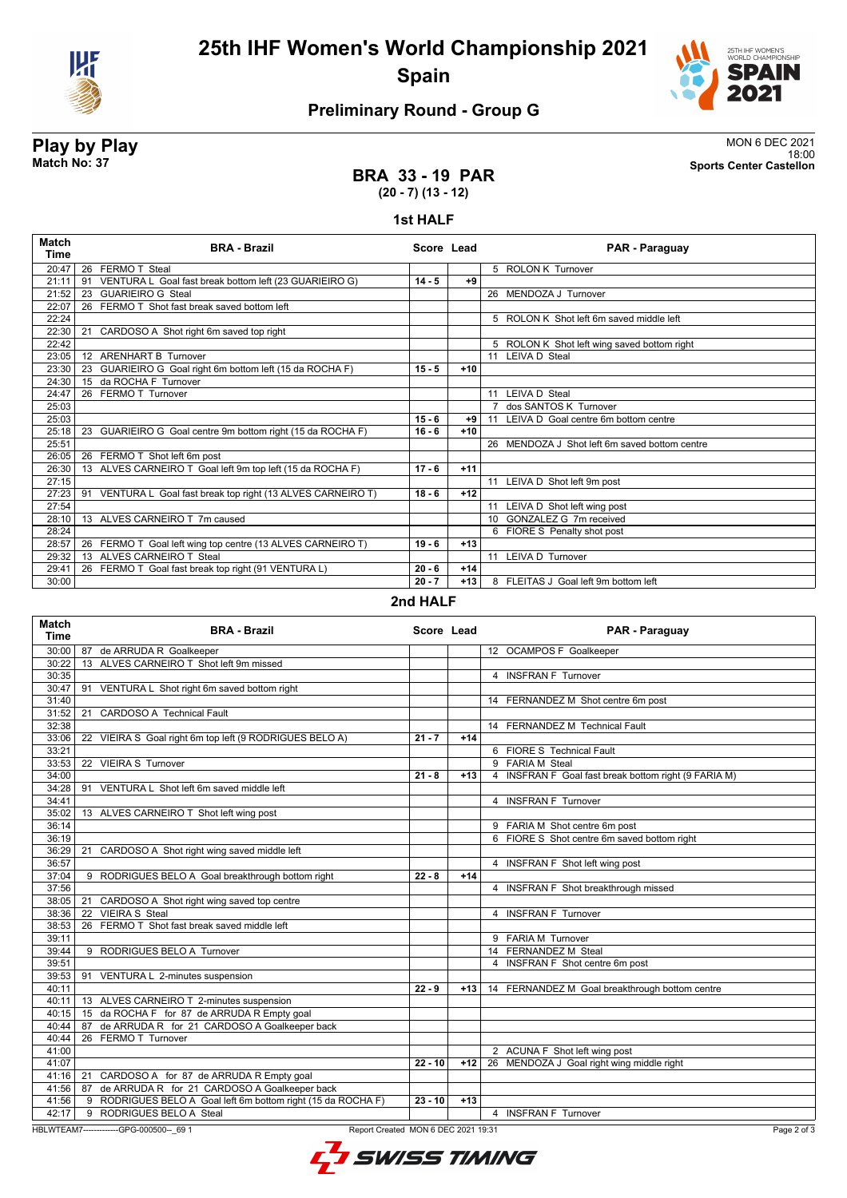# 25th IHF Women's World Championship 2021

## Spain

### Preliminary Round - Group G

**Play by Play**
**Match No: 37**

MON 6 DEC 2021
18:00
**Sports Center Castellon**

## BRA 33 - 19 PAR
**(20 - 7) (13 - 12)**

### 1st HALF

| Match Time | BRA - Brazil | Score | Lead | PAR - Paraguay |
|---|---|---|---|---|
| 20:47 | 26 FERMO T Steal | | | 5 ROLON K Turnover |
| 21:11 | 91 VENTURA L Goal fast break bottom left (23 GUARIEIRO G) | 14 - 5 | +9 | |
| 21:52 | 23 GUARIEIRO G Steal | | | 26 MENDOZA J Turnover |
| 22:07 | 26 FERMO T Shot fast break saved bottom left | | | |
| 22:24 | | | | 5 ROLON K Shot left 6m saved middle left |
| 22:30 | 21 CARDOSO A Shot right 6m saved top right | | | |
| 22:42 | | | | 5 ROLON K Shot left wing saved bottom right |
| 23:05 | 12 ARENHART B Turnover | | | 11 LEIVA D Steal |
| 23:30 | 23 GUARIEIRO G Goal right 6m bottom left (15 da ROCHA F) | 15 - 5 | +10 | |
| 24:30 | 15 da ROCHA F Turnover | | | |
| 24:47 | 26 FERMO T Turnover | | | 11 LEIVA D Steal |
| 25:03 | | | | 7 dos SANTOS K Turnover |
| 25:03 | | 15 - 6 | +9 | 11 LEIVA D Goal centre 6m bottom centre |
| 25:18 | 23 GUARIEIRO G Goal centre 9m bottom right (15 da ROCHA F) | 16 - 6 | +10 | |
| 25:51 | | | | 26 MENDOZA J Shot left 6m saved bottom centre |
| 26:05 | 26 FERMO T Shot left 6m post | | | |
| 26:30 | 13 ALVES CARNEIRO T Goal left 9m top left (15 da ROCHA F) | 17 - 6 | +11 | |
| 27:15 | | | | 11 LEIVA D Shot left 9m post |
| 27:23 | 91 VENTURA L Goal fast break top right (13 ALVES CARNEIRO T) | 18 - 6 | +12 | |
| 27:54 | | | | 11 LEIVA D Shot left wing post |
| 28:10 | 13 ALVES CARNEIRO T 7m caused | | | 10 GONZALEZ G 7m received |
| 28:24 | | | | 6 FIORE S Penalty shot post |
| 28:57 | 26 FERMO T Goal left wing top centre (13 ALVES CARNEIRO T) | 19 - 6 | +13 | |
| 29:32 | 13 ALVES CARNEIRO T Steal | | | 11 LEIVA D Turnover |
| 29:41 | 26 FERMO T Goal fast break top right (91 VENTURA L) | 20 - 6 | +14 | |
| 30:00 | | 20 - 7 | +13 | 8 FLEITAS J Goal left 9m bottom left |

### 2nd HALF

| Match Time | BRA - Brazil | Score | Lead | PAR - Paraguay |
|---|---|---|---|---|
| 30:00 | 87 de ARRUDA R Goalkeeper | | | 12 OCAMPOS F Goalkeeper |
| 30:22 | 13 ALVES CARNEIRO T Shot left 9m missed | | | |
| 30:35 | | | | 4 INSFRAN F Turnover |
| 30:47 | 91 VENTURA L Shot right 6m saved bottom right | | | |
| 31:40 | | | | 14 FERNANDEZ M Shot centre 6m post |
| 31:52 | 21 CARDOSO A Technical Fault | | | |
| 32:38 | | | | 14 FERNANDEZ M Technical Fault |
| 33:06 | 22 VIEIRA S Goal right 6m top left (9 RODRIGUES BELO A) | 21 - 7 | +14 | |
| 33:21 | | | | 6 FIORE S Technical Fault |
| 33:53 | 22 VIEIRA S Turnover | | | 9 FARIA M Steal |
| 34:00 | | 21 - 8 | +13 | 4 INSFRAN F Goal fast break bottom right (9 FARIA M) |
| 34:28 | 91 VENTURA L Shot left 6m saved middle left | | | |
| 34:41 | | | | 4 INSFRAN F Turnover |
| 35:02 | 13 ALVES CARNEIRO T Shot left wing post | | | |
| 36:14 | | | | 9 FARIA M Shot centre 6m post |
| 36:19 | | | | 6 FIORE S Shot centre 6m saved bottom right |
| 36:29 | 21 CARDOSO A Shot right wing saved middle left | | | |
| 36:57 | | | | 4 INSFRAN F Shot left wing post |
| 37:04 | 9 RODRIGUES BELO A Goal breakthrough bottom right | 22 - 8 | +14 | |
| 37:56 | | | | 4 INSFRAN F Shot breakthrough missed |
| 38:05 | 21 CARDOSO A Shot right wing saved top centre | | | |
| 38:36 | 22 VIEIRA S Steal | | | 4 INSFRAN F Turnover |
| 38:53 | 26 FERMO T Shot fast break saved middle left | | | |
| 39:11 | | | | 9 FARIA M Turnover |
| 39:44 | 9 RODRIGUES BELO A Turnover | | | 14 FERNANDEZ M Steal |
| 39:51 | | | | 4 INSFRAN F Shot centre 6m post |
| 39:53 | 91 VENTURA L 2-minutes suspension | | | |
| 40:11 | | 22 - 9 | +13 | 14 FERNANDEZ M Goal breakthrough bottom centre |
| 40:11 | 13 ALVES CARNEIRO T 2-minutes suspension | | | |
| 40:15 | 15 da ROCHA F for 87 de ARRUDA R Empty goal | | | |
| 40:44 | 87 de ARRUDA R for 21 CARDOSO A Goalkeeper back | | | |
| 40:44 | 26 FERMO T Turnover | | | |
| 41:00 | | | | 2 ACUNA F Shot left wing post |
| 41:07 | | 22 - 10 | +12 | 26 MENDOZA J Goal right wing middle right |
| 41:16 | 21 CARDOSO A for 87 de ARRUDA R Empty goal | | | |
| 41:56 | 87 de ARRUDA R for 21 CARDOSO A Goalkeeper back | | | |
| 41:56 | 9 RODRIGUES BELO A Goal left 6m bottom right (15 da ROCHA F) | 23 - 10 | +13 | |
| 42:17 | 9 RODRIGUES BELO A Steal | | | 4 INSFRAN F Turnover |

HBLWTEAM7-------------GPG-000500--_69 1 Report Created MON 6 DEC 2021 19:31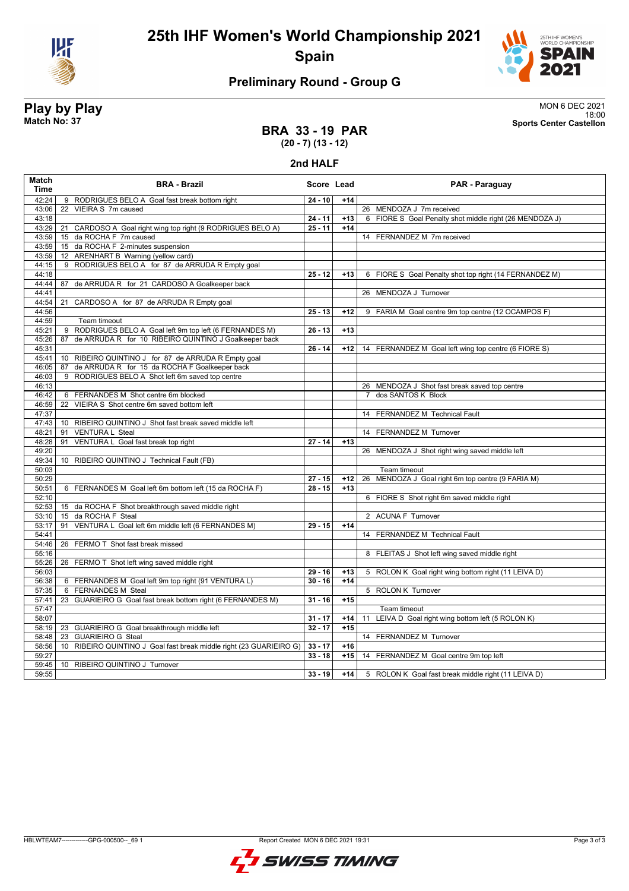# 25th IHF Women's World Championship 2021

## Spain

### Preliminary Round - Group G

**Play by Play**
**Match No: 37**

MON 6 DEC 2021
18:00
**Sports Center Castellon**

## BRA 33 - 19 PAR
**(20 - 7) (13 - 12)**

### 2nd HALF

| Match Time | BRA - Brazil | Score | Lead | PAR - Paraguay |
|---|---|---|---|---|
| 42:24 | 9 RODRIGUES BELO A Goal fast break bottom right | 24 - 10 | +14 | |
| 43:06 | 22 VIEIRA S 7m caused | | | 26 MENDOZA J 7m received |
| 43:18 | | 24 - 11 | +13 | 6 FIORE S Goal Penalty shot middle right (26 MENDOZA J) |
| 43:29 | 21 CARDOSO A Goal right wing top right (9 RODRIGUES BELO A) | 25 - 11 | +14 | |
| 43:59 | 15 da ROCHA F 7m caused | | | 14 FERNANDEZ M 7m received |
| 43:59 | 15 da ROCHA F 2-minutes suspension | | | |
| 43:59 | 12 ARENHART B Warning (yellow card) | | | |
| 44:15 | 9 RODRIGUES BELO A for 87 de ARRUDA R Empty goal | | | |
| 44:18 | | 25 - 12 | +13 | 6 FIORE S Goal Penalty shot top right (14 FERNANDEZ M) |
| 44:44 | 87 de ARRUDA R for 21 CARDOSO A Goalkeeper back | | | |
| 44:41 | | | | 26 MENDOZA J Turnover |
| 44:54 | 21 CARDOSO A for 87 de ARRUDA R Empty goal | | | |
| 44:56 | | 25 - 13 | +12 | 9 FARIA M Goal centre 9m top centre (12 OCAMPOS F) |
| 44:59 | Team timeout | | | |
| 45:21 | 9 RODRIGUES BELO A Goal left 9m top left (6 FERNANDES M) | 26 - 13 | +13 | |
| 45:26 | 87 de ARRUDA R for 10 RIBEIRO QUINTINO J Goalkeeper back | | | |
| 45:31 | | 26 - 14 | +12 | 14 FERNANDEZ M Goal left wing top centre (6 FIORE S) |
| 45:41 | 10 RIBEIRO QUINTINO J for 87 de ARRUDA R Empty goal | | | |
| 46:05 | 87 de ARRUDA R for 15 da ROCHA F Goalkeeper back | | | |
| 46:03 | 9 RODRIGUES BELO A Shot left 6m saved top centre | | | |
| 46:13 | | | | 26 MENDOZA J Shot fast break saved top centre |
| 46:42 | 6 FERNANDES M Shot centre 6m blocked | | | 7 dos SANTOS K Block |
| 46:59 | 22 VIEIRA S Shot centre 6m saved bottom left | | | |
| 47:37 | | | | 14 FERNANDEZ M Technical Fault |
| 47:43 | 10 RIBEIRO QUINTINO J Shot fast break saved middle left | | | |
| 48:21 | 91 VENTURA L Steal | | | 14 FERNANDEZ M Turnover |
| 48:28 | 91 VENTURA L Goal fast break top right | 27 - 14 | +13 | |
| 49:20 | | | | 26 MENDOZA J Shot right wing saved middle left |
| 49:34 | 10 RIBEIRO QUINTINO J Technical Fault (FB) | | | |
| 50:03 | | | | Team timeout |
| 50:29 | | 27 - 15 | +12 | 26 MENDOZA J Goal right 6m top centre (9 FARIA M) |
| 50:51 | 6 FERNANDES M Goal left 6m bottom left (15 da ROCHA F) | 28 - 15 | +13 | |
| 52:10 | | | | 6 FIORE S Shot right 6m saved middle right |
| 52:53 | 15 da ROCHA F Shot breakthrough saved middle right | | | |
| 53:10 | 15 da ROCHA F Steal | | | 2 ACUNA F Turnover |
| 53:17 | 91 VENTURA L Goal left 6m middle left (6 FERNANDES M) | 29 - 15 | +14 | |
| 54:41 | | | | 14 FERNANDEZ M Technical Fault |
| 54:46 | 26 FERMO T Shot fast break missed | | | |
| 55:16 | | | | 8 FLEITAS J Shot left wing saved middle right |
| 55:26 | 26 FERMO T Shot left wing saved middle right | | | |
| 56:03 | | 29 - 16 | +13 | 5 ROLON K Goal right wing bottom right (11 LEIVA D) |
| 56:38 | 6 FERNANDES M Goal left 9m top right (91 VENTURA L) | 30 - 16 | +14 | |
| 57:35 | 6 FERNANDES M Steal | | | 5 ROLON K Turnover |
| 57:41 | 23 GUARIEIRO G Goal fast break bottom right (6 FERNANDES M) | 31 - 16 | +15 | |
| 57:47 | | | | Team timeout |
| 58:07 | | 31 - 17 | +14 | 11 LEIVA D Goal right wing bottom left (5 ROLON K) |
| 58:19 | 23 GUARIEIRO G Goal breakthrough middle left | 32 - 17 | +15 | |
| 58:48 | 23 GUARIEIRO G Steal | | | 14 FERNANDEZ M Turnover |
| 58:56 | 10 RIBEIRO QUINTINO J Goal fast break middle right (23 GUARIEIRO G) | 33 - 17 | +16 | |
| 59:27 | | 33 - 18 | +15 | 14 FERNANDEZ M Goal centre 9m top left |
| 59:45 | 10 RIBEIRO QUINTINO J Turnover | | | |
| 59:55 | | 33 - 19 | +14 | 5 ROLON K Goal fast break middle right (11 LEIVA D) |

HBLWTEAM7-------------GPG-000500--_69 1 Report Created MON 6 DEC 2021 19:31